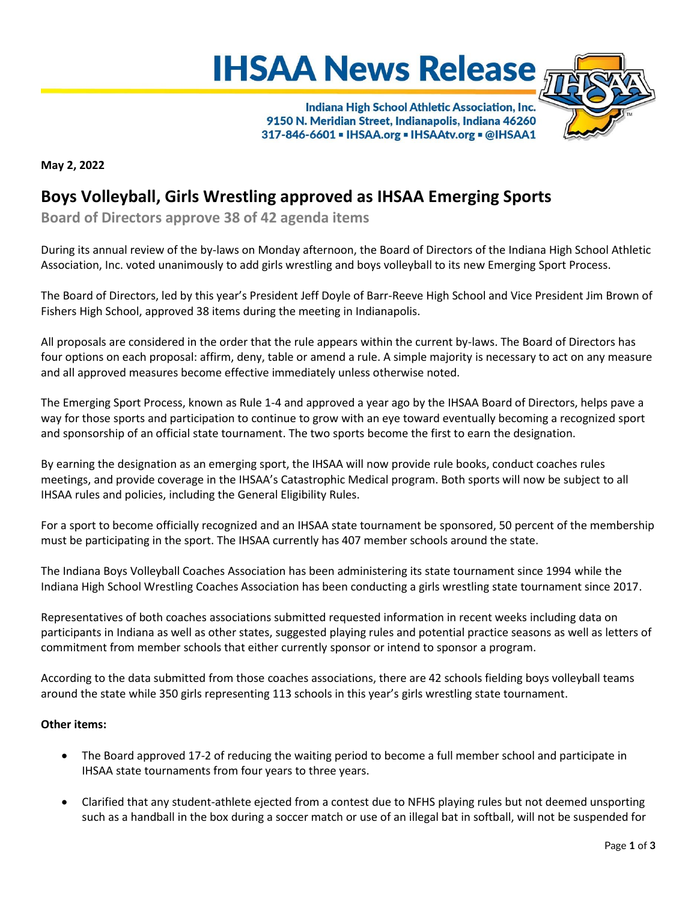# IHSAA News Release

**Indiana High School Athletic Association, Inc.**
**9150 N. Meridian Street, Indianapolis, Indiana 46260**
**317-846-6601 ▪ IHSAA.org ▪ IHSAAtv.org ▪ @IHSAA1**

**May 2, 2022**

## Boys Volleyball, Girls Wrestling approved as IHSAA Emerging Sports

**Board of Directors approve 38 of 42 agenda items**

During its annual review of the by-laws on Monday afternoon, the Board of Directors of the Indiana High School Athletic Association, Inc. voted unanimously to add girls wrestling and boys volleyball to its new Emerging Sport Process.

The Board of Directors, led by this year's President Jeff Doyle of Barr-Reeve High School and Vice President Jim Brown of Fishers High School, approved 38 items during the meeting in Indianapolis.

All proposals are considered in the order that the rule appears within the current by-laws. The Board of Directors has four options on each proposal: affirm, deny, table or amend a rule. A simple majority is necessary to act on any measure and all approved measures become effective immediately unless otherwise noted.

The Emerging Sport Process, known as Rule 1-4 and approved a year ago by the IHSAA Board of Directors, helps pave a way for those sports and participation to continue to grow with an eye toward eventually becoming a recognized sport and sponsorship of an official state tournament. The two sports become the first to earn the designation.

By earning the designation as an emerging sport, the IHSAA will now provide rule books, conduct coaches rules meetings, and provide coverage in the IHSAA's Catastrophic Medical program. Both sports will now be subject to all IHSAA rules and policies, including the General Eligibility Rules.

For a sport to become officially recognized and an IHSAA state tournament be sponsored, 50 percent of the membership must be participating in the sport. The IHSAA currently has 407 member schools around the state.

The Indiana Boys Volleyball Coaches Association has been administering its state tournament since 1994 while the Indiana High School Wrestling Coaches Association has been conducting a girls wrestling state tournament since 2017.

Representatives of both coaches associations submitted requested information in recent weeks including data on participants in Indiana as well as other states, suggested playing rules and potential practice seasons as well as letters of commitment from member schools that either currently sponsor or intend to sponsor a program.

According to the data submitted from those coaches associations, there are 42 schools fielding boys volleyball teams around the state while 350 girls representing 113 schools in this year's girls wrestling state tournament.

**Other items:**

- The Board approved 17-2 of reducing the waiting period to become a full member school and participate in IHSAA state tournaments from four years to three years.
- Clarified that any student-athlete ejected from a contest due to NFHS playing rules but not deemed unsporting such as a handball in the box during a soccer match or use of an illegal bat in softball, will not be suspended for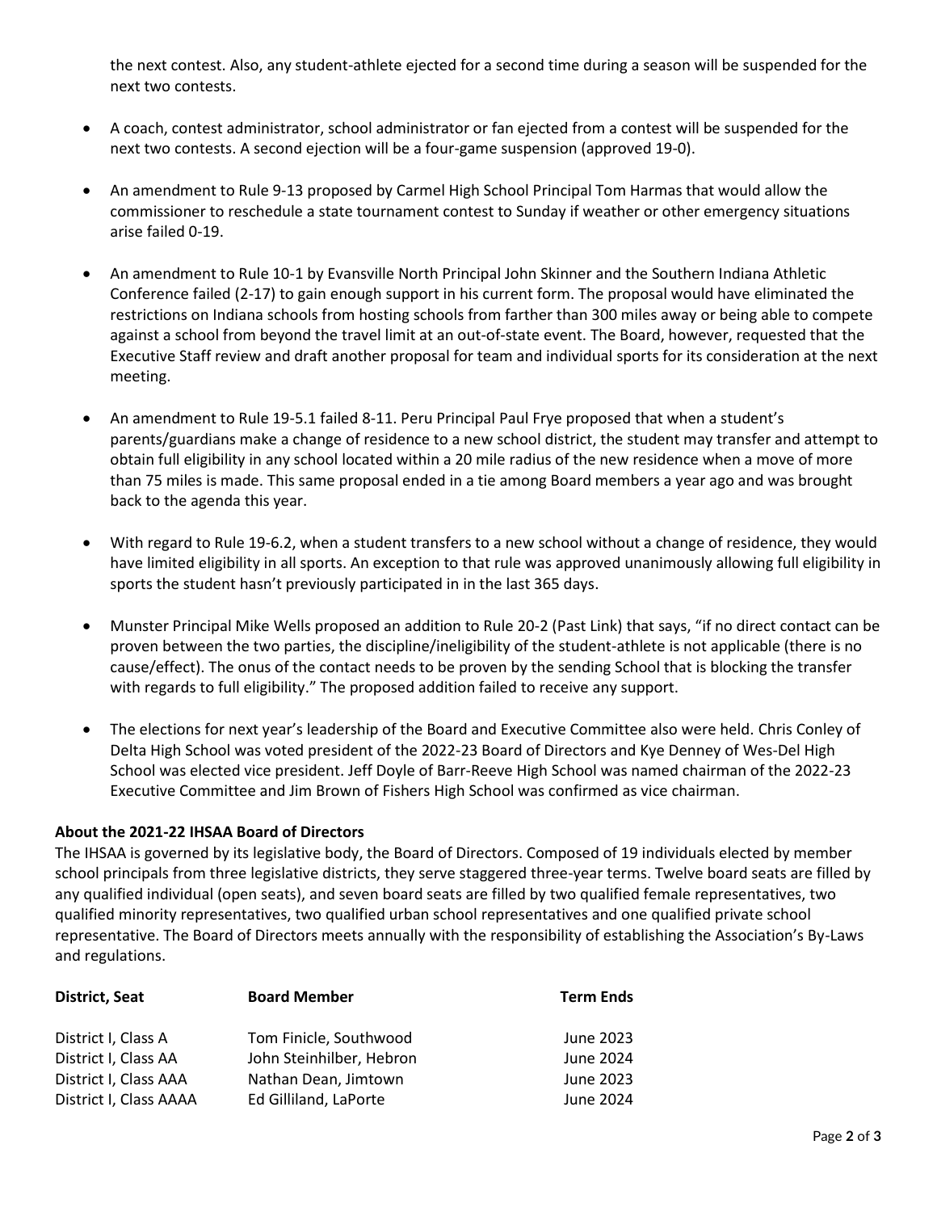the next contest. Also, any student-athlete ejected for a second time during a season will be suspended for the next two contests.

- A coach, contest administrator, school administrator or fan ejected from a contest will be suspended for the next two contests. A second ejection will be a four-game suspension (approved 19-0).
- An amendment to Rule 9-13 proposed by Carmel High School Principal Tom Harmas that would allow the commissioner to reschedule a state tournament contest to Sunday if weather or other emergency situations arise failed 0-19.
- An amendment to Rule 10-1 by Evansville North Principal John Skinner and the Southern Indiana Athletic Conference failed (2-17) to gain enough support in his current form. The proposal would have eliminated the restrictions on Indiana schools from hosting schools from farther than 300 miles away or being able to compete against a school from beyond the travel limit at an out-of-state event. The Board, however, requested that the Executive Staff review and draft another proposal for team and individual sports for its consideration at the next meeting.
- An amendment to Rule 19-5.1 failed 8-11. Peru Principal Paul Frye proposed that when a student's parents/guardians make a change of residence to a new school district, the student may transfer and attempt to obtain full eligibility in any school located within a 20 mile radius of the new residence when a move of more than 75 miles is made. This same proposal ended in a tie among Board members a year ago and was brought back to the agenda this year.
- With regard to Rule 19-6.2, when a student transfers to a new school without a change of residence, they would have limited eligibility in all sports. An exception to that rule was approved unanimously allowing full eligibility in sports the student hasn't previously participated in in the last 365 days.
- Munster Principal Mike Wells proposed an addition to Rule 20-2 (Past Link) that says, "if no direct contact can be proven between the two parties, the discipline/ineligibility of the student-athlete is not applicable (there is no cause/effect). The onus of the contact needs to be proven by the sending School that is blocking the transfer with regards to full eligibility." The proposed addition failed to receive any support.
- The elections for next year's leadership of the Board and Executive Committee also were held. Chris Conley of Delta High School was voted president of the 2022-23 Board of Directors and Kye Denney of Wes-Del High School was elected vice president. Jeff Doyle of Barr-Reeve High School was named chairman of the 2022-23 Executive Committee and Jim Brown of Fishers High School was confirmed as vice chairman.

**About the 2021-22 IHSAA Board of Directors**

The IHSAA is governed by its legislative body, the Board of Directors. Composed of 19 individuals elected by member school principals from three legislative districts, they serve staggered three-year terms. Twelve board seats are filled by any qualified individual (open seats), and seven board seats are filled by two qualified female representatives, two qualified minority representatives, two qualified urban school representatives and one qualified private school representative. The Board of Directors meets annually with the responsibility of establishing the Association's By-Laws and regulations.

| District, Seat | Board Member | Term Ends |
|---|---|---|
| District I, Class A | Tom Finicle, Southwood | June 2023 |
| District I, Class AA | John Steinhilber, Hebron | June 2024 |
| District I, Class AAA | Nathan Dean, Jimtown | June 2023 |
| District I, Class AAAA | Ed Gilliland, LaPorte | June 2024 |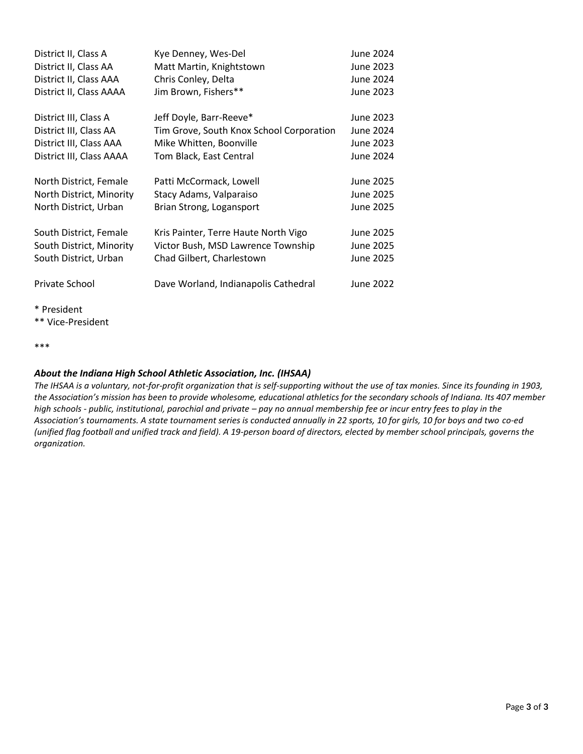| | | |
|---|---|---|
| District II, Class A | Kye Denney, Wes-Del | June 2024 |
| District II, Class AA | Matt Martin, Knightstown | June 2023 |
| District II, Class AAA | Chris Conley, Delta | June 2024 |
| District II, Class AAAA | Jim Brown, Fishers** | June 2023 |
| District III, Class A | Jeff Doyle, Barr-Reeve* | June 2023 |
| District III, Class AA | Tim Grove, South Knox School Corporation | June 2024 |
| District III, Class AAA | Mike Whitten, Boonville | June 2023 |
| District III, Class AAAA | Tom Black, East Central | June 2024 |
| North District, Female | Patti McCormack, Lowell | June 2025 |
| North District, Minority | Stacy Adams, Valparaiso | June 2025 |
| North District, Urban | Brian Strong, Logansport | June 2025 |
| South District, Female | Kris Painter, Terre Haute North Vigo | June 2025 |
| South District, Minority | Victor Bush, MSD Lawrence Township | June 2025 |
| South District, Urban | Chad Gilbert, Charlestown | June 2025 |
| Private School | Dave Worland, Indianapolis Cathedral | June 2022 |

\* President
\*\* Vice-President

\*\*\*

### *About the Indiana High School Athletic Association, Inc. (IHSAA)*

*The IHSAA is a voluntary, not-for-profit organization that is self-supporting without the use of tax monies. Since its founding in 1903, the Association's mission has been to provide wholesome, educational athletics for the secondary schools of Indiana. Its 407 member high schools - public, institutional, parochial and private – pay no annual membership fee or incur entry fees to play in the Association's tournaments. A state tournament series is conducted annually in 22 sports, 10 for girls, 10 for boys and two co-ed (unified flag football and unified track and field). A 19-person board of directors, elected by member school principals, governs the organization.*